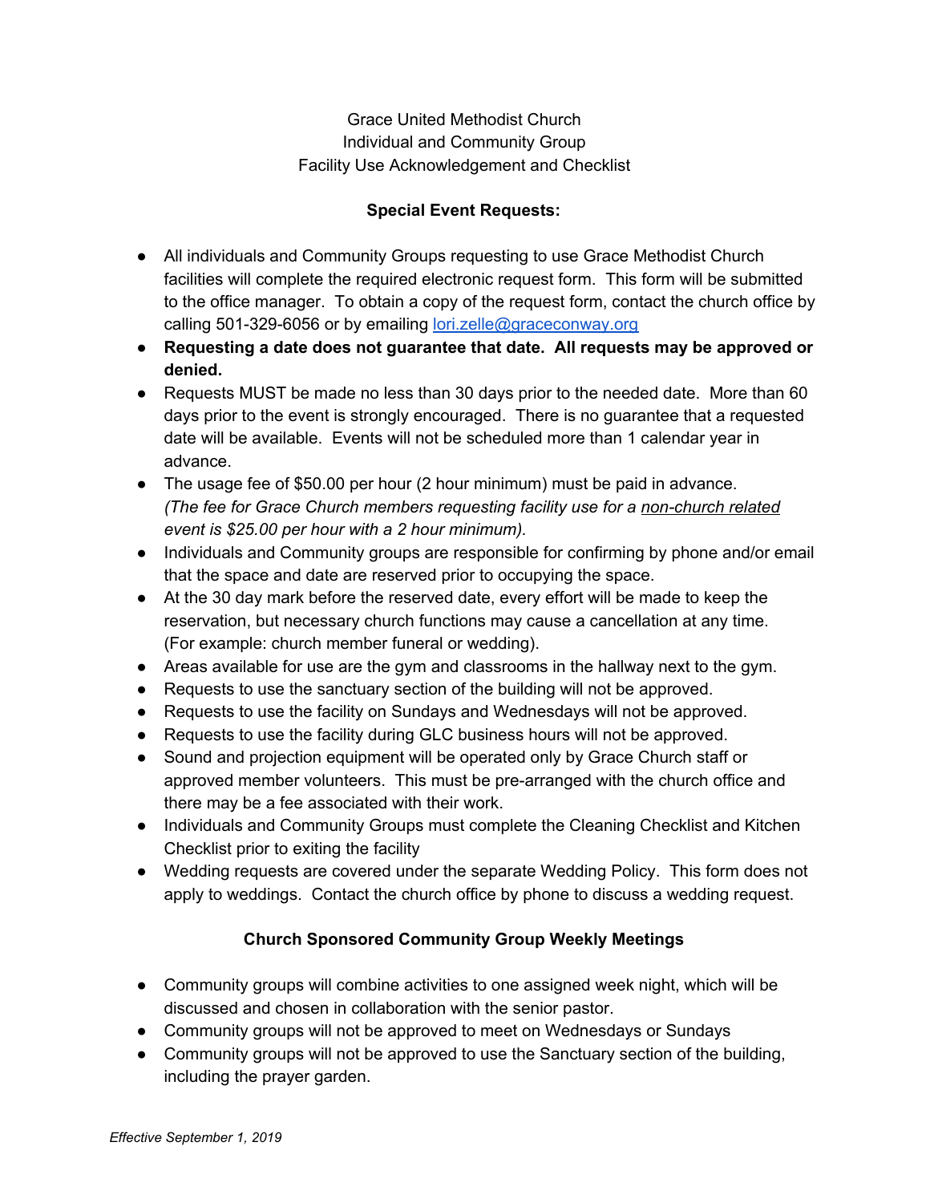Grace United Methodist Church
Individual and Community Group
Facility Use Acknowledgement and Checklist

## Special Event Requests:

- All individuals and Community Groups requesting to use Grace Methodist Church facilities will complete the required electronic request form. This form will be submitted to the office manager. To obtain a copy of the request form, contact the church office by calling 501-329-6056 or by emailing [lori.zelle@graceconway.org](mailto:lori.zelle@graceconway.org)
- **Requesting a date does not guarantee that date. All requests may be approved or denied.**
- Requests MUST be made no less than 30 days prior to the needed date. More than 60 days prior to the event is strongly encouraged. There is no guarantee that a requested date will be available. Events will not be scheduled more than 1 calendar year in advance.
- The usage fee of $50.00 per hour (2 hour minimum) must be paid in advance. *(The fee for Grace Church members requesting facility use for a* <u>*non-church related*</u> *event is $25.00 per hour with a 2 hour minimum).*
- Individuals and Community groups are responsible for confirming by phone and/or email that the space and date are reserved prior to occupying the space.
- At the 30 day mark before the reserved date, every effort will be made to keep the reservation, but necessary church functions may cause a cancellation at any time. (For example: church member funeral or wedding).
- Areas available for use are the gym and classrooms in the hallway next to the gym.
- Requests to use the sanctuary section of the building will not be approved.
- Requests to use the facility on Sundays and Wednesdays will not be approved.
- Requests to use the facility during GLC business hours will not be approved.
- Sound and projection equipment will be operated only by Grace Church staff or approved member volunteers. This must be pre-arranged with the church office and there may be a fee associated with their work.
- Individuals and Community Groups must complete the Cleaning Checklist and Kitchen Checklist prior to exiting the facility
- Wedding requests are covered under the separate Wedding Policy. This form does not apply to weddings. Contact the church office by phone to discuss a wedding request.

## Church Sponsored Community Group Weekly Meetings

- Community groups will combine activities to one assigned week night, which will be discussed and chosen in collaboration with the senior pastor.
- Community groups will not be approved to meet on Wednesdays or Sundays
- Community groups will not be approved to use the Sanctuary section of the building, including the prayer garden.

*Effective September 1, 2019*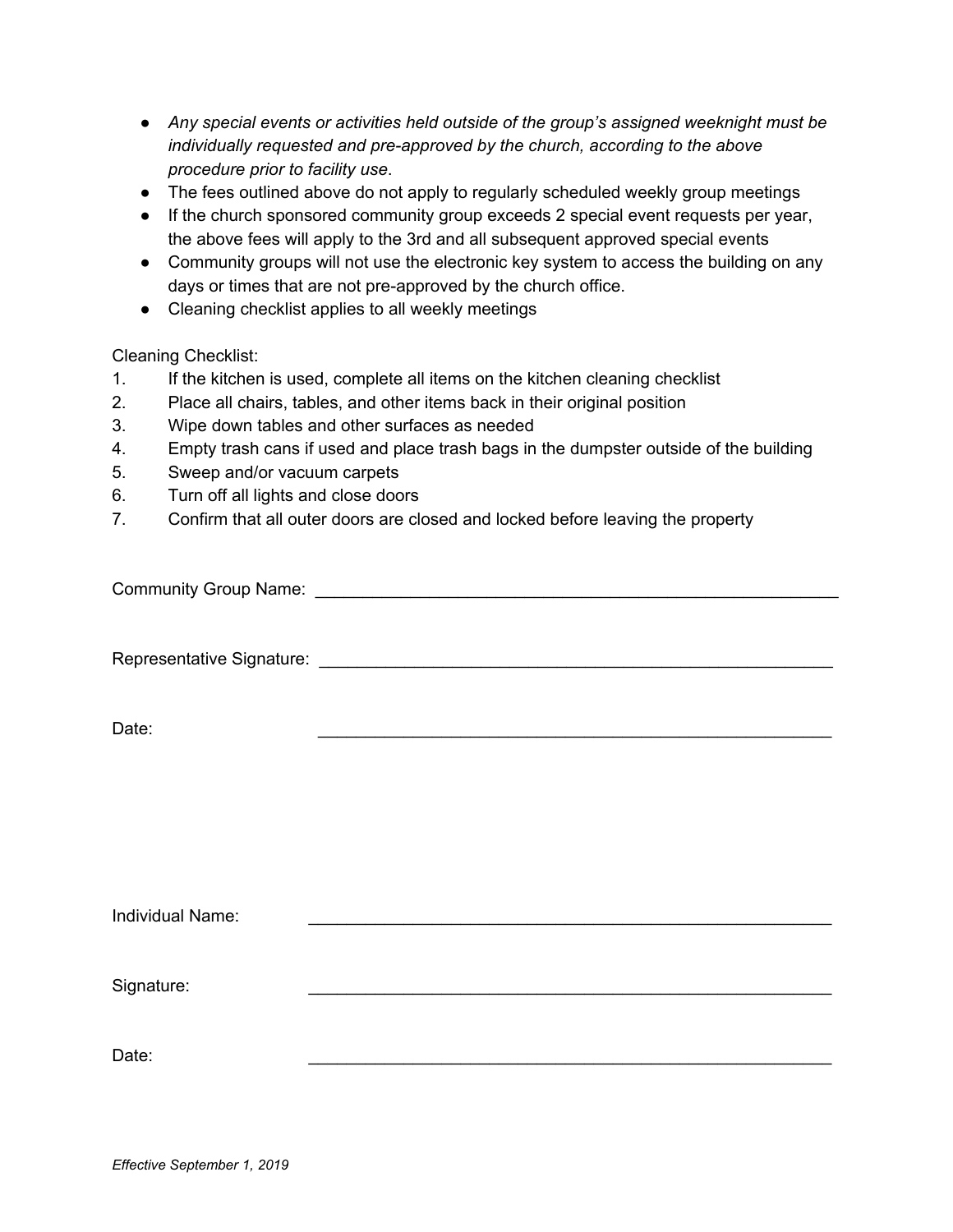- *Any special events or activities held outside of the group's assigned weeknight must be individually requested and pre-approved by the church, according to the above procedure prior to facility use*.
- The fees outlined above do not apply to regularly scheduled weekly group meetings
- If the church sponsored community group exceeds 2 special event requests per year, the above fees will apply to the 3rd and all subsequent approved special events
- Community groups will not use the electronic key system to access the building on any days or times that are not pre-approved by the church office.
- Cleaning checklist applies to all weekly meetings

Cleaning Checklist:

1. If the kitchen is used, complete all items on the kitchen cleaning checklist
2. Place all chairs, tables, and other items back in their original position
3. Wipe down tables and other surfaces as needed
4. Empty trash cans if used and place trash bags in the dumpster outside of the building
5. Sweep and/or vacuum carpets
6. Turn off all lights and close doors
7. Confirm that all outer doors are closed and locked before leaving the property

Community Group Name: ______________________________________________________

Representative Signature: ____________________________________________________

Date: ______________________________________________________

Individual Name: ______________________________________________________

Signature: ______________________________________________________

Date: ______________________________________________________

*Effective September 1, 2019*